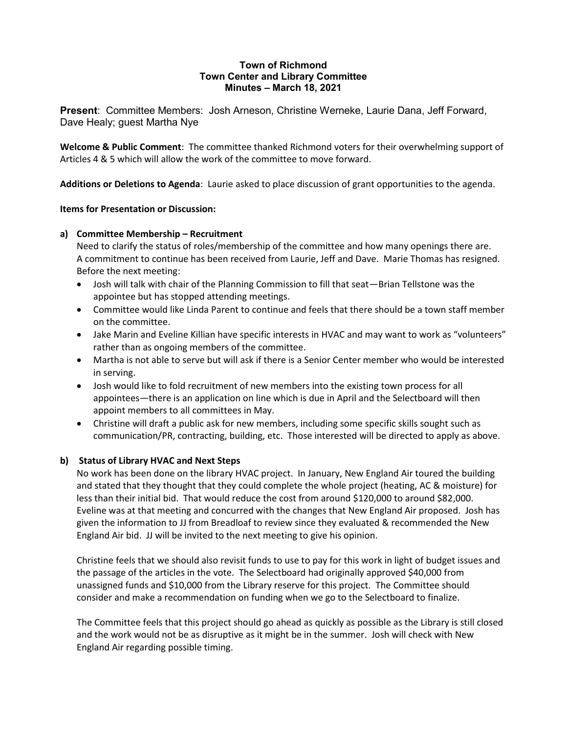# Town of Richmond
## Town Center and Library Committee
## Minutes – March 18, 2021

**Present**: Committee Members: Josh Arneson, Christine Werneke, Laurie Dana, Jeff Forward, Dave Healy; guest Martha Nye

**Welcome & Public Comment**: The committee thanked Richmond voters for their overwhelming support of Articles 4 & 5 which will allow the work of the committee to move forward.

**Additions or Deletions to Agenda**: Laurie asked to place discussion of grant opportunities to the agenda.

**Items for Presentation or Discussion:**

**a) Committee Membership – Recruitment**

Need to clarify the status of roles/membership of the committee and how many openings there are. A commitment to continue has been received from Laurie, Jeff and Dave. Marie Thomas has resigned. Before the next meeting:

- Josh will talk with chair of the Planning Commission to fill that seat—Brian Tellstone was the appointee but has stopped attending meetings.
- Committee would like Linda Parent to continue and feels that there should be a town staff member on the committee.
- Jake Marin and Eveline Killian have specific interests in HVAC and may want to work as "volunteers" rather than as ongoing members of the committee.
- Martha is not able to serve but will ask if there is a Senior Center member who would be interested in serving.
- Josh would like to fold recruitment of new members into the existing town process for all appointees—there is an application on line which is due in April and the Selectboard will then appoint members to all committees in May.
- Christine will draft a public ask for new members, including some specific skills sought such as communication/PR, contracting, building, etc. Those interested will be directed to apply as above.

**b) Status of Library HVAC and Next Steps**

No work has been done on the library HVAC project. In January, New England Air toured the building and stated that they thought that they could complete the whole project (heating, AC & moisture) for less than their initial bid. That would reduce the cost from around $120,000 to around $82,000. Eveline was at that meeting and concurred with the changes that New England Air proposed. Josh has given the information to JJ from Breadloaf to review since they evaluated & recommended the New England Air bid. JJ will be invited to the next meeting to give his opinion.

Christine feels that we should also revisit funds to use to pay for this work in light of budget issues and the passage of the articles in the vote. The Selectboard had originally approved $40,000 from unassigned funds and $10,000 from the Library reserve for this project. The Committee should consider and make a recommendation on funding when we go to the Selectboard to finalize.

The Committee feels that this project should go ahead as quickly as possible as the Library is still closed and the work would not be as disruptive as it might be in the summer. Josh will check with New England Air regarding possible timing.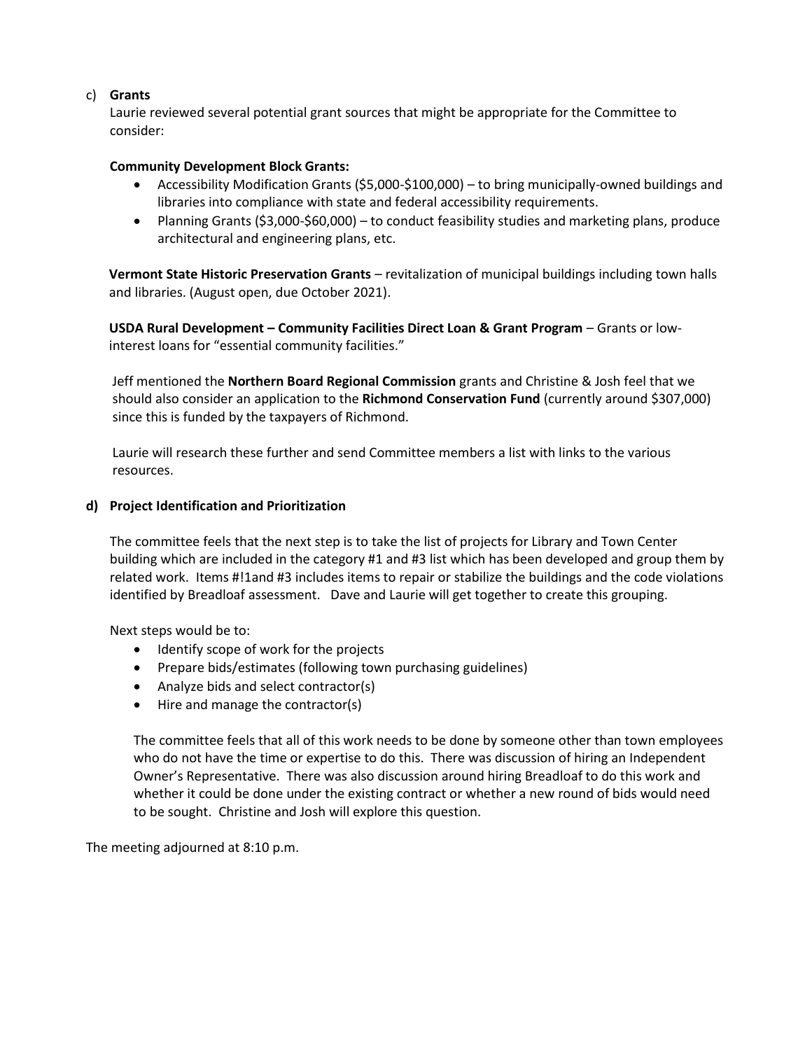c) **Grants**

Laurie reviewed several potential grant sources that might be appropriate for the Committee to consider:

**Community Development Block Grants:**

- Accessibility Modification Grants ($5,000-$100,000) – to bring municipally-owned buildings and libraries into compliance with state and federal accessibility requirements.
- Planning Grants ($3,000-$60,000) – to conduct feasibility studies and marketing plans, produce architectural and engineering plans, etc.

**Vermont State Historic Preservation Grants** – revitalization of municipal buildings including town halls and libraries. (August open, due October 2021).

**USDA Rural Development – Community Facilities Direct Loan & Grant Program** – Grants or low-interest loans for "essential community facilities."

Jeff mentioned the **Northern Board Regional Commission** grants and Christine & Josh feel that we should also consider an application to the **Richmond Conservation Fund** (currently around $307,000) since this is funded by the taxpayers of Richmond.

Laurie will research these further and send Committee members a list with links to the various resources.

**d) Project Identification and Prioritization**

The committee feels that the next step is to take the list of projects for Library and Town Center building which are included in the category #1 and #3 list which has been developed and group them by related work. Items #!1and #3 includes items to repair or stabilize the buildings and the code violations identified by Breadloaf assessment. Dave and Laurie will get together to create this grouping.

Next steps would be to:

- Identify scope of work for the projects
- Prepare bids/estimates (following town purchasing guidelines)
- Analyze bids and select contractor(s)
- Hire and manage the contractor(s)

The committee feels that all of this work needs to be done by someone other than town employees who do not have the time or expertise to do this. There was discussion of hiring an Independent Owner's Representative. There was also discussion around hiring Breadloaf to do this work and whether it could be done under the existing contract or whether a new round of bids would need to be sought. Christine and Josh will explore this question.

The meeting adjourned at 8:10 p.m.